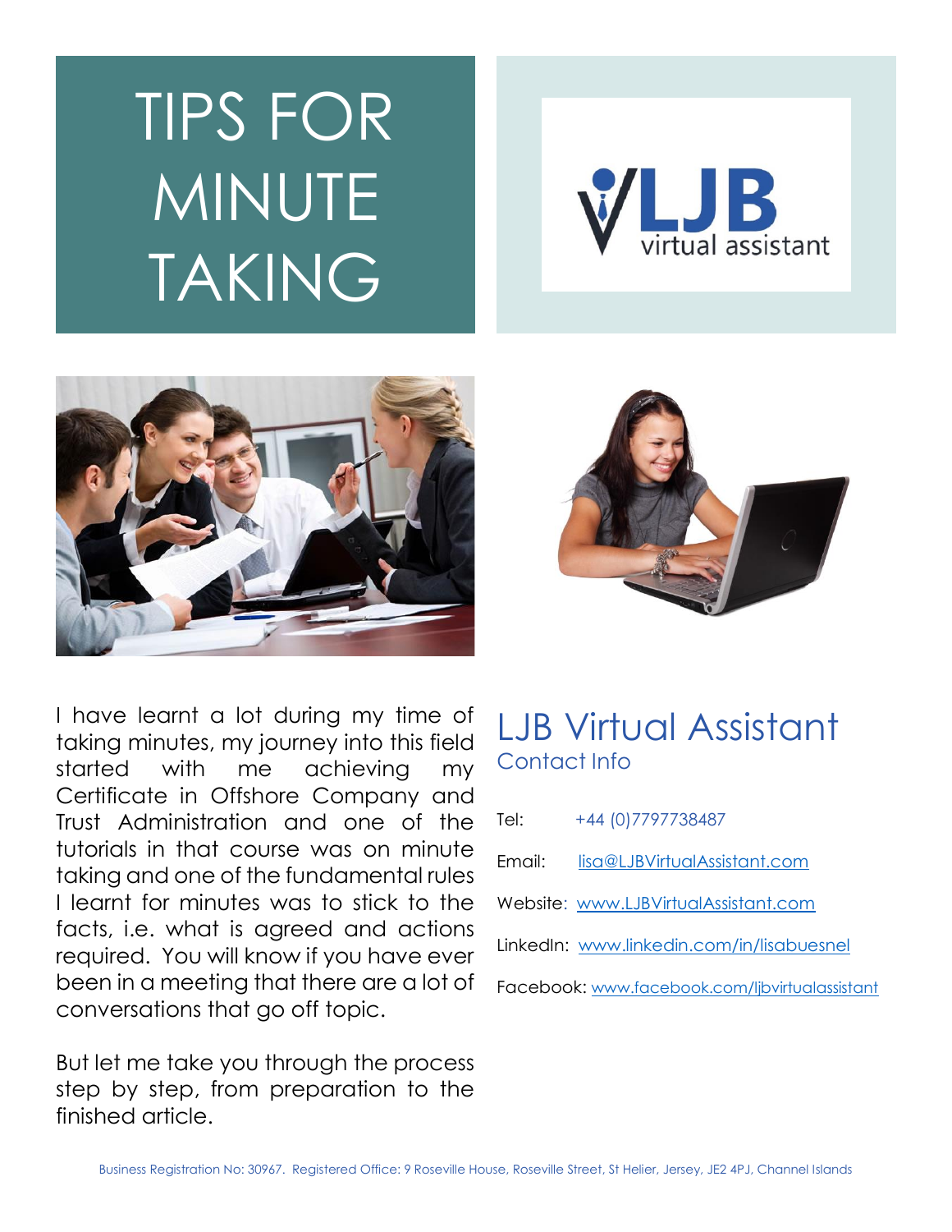# TIPS FOR MINUTE TAKING

I have learnt a lot during my time of taking minutes, my journey into this field started with me achieving my Certificate in Offshore Company and Trust Administration and one of the tutorials in that course was on minute taking and one of the fundamental rules I learnt for minutes was to stick to the facts, i.e. what is agreed and actions required. You will know if you have ever been in a meeting that there are a lot of conversations that go off topic.

But let me take you through the process step by step, from preparation to the finished article.

## LJB Virtual Assistant

### Contact Info

Tel: +44 (0)7797738487

Email: lisa@LJBVirtualAssistant.com

Website: www.LJBVirtualAssistant.com

LinkedIn: www.linkedin.com/in/lisabuesnel

Facebook: www.facebook.com/ljbvirtualassistant

Business Registration No: 30967. Registered Office: 9 Roseville House, Roseville Street, St Helier, Jersey, JE2 4PJ, Channel Islands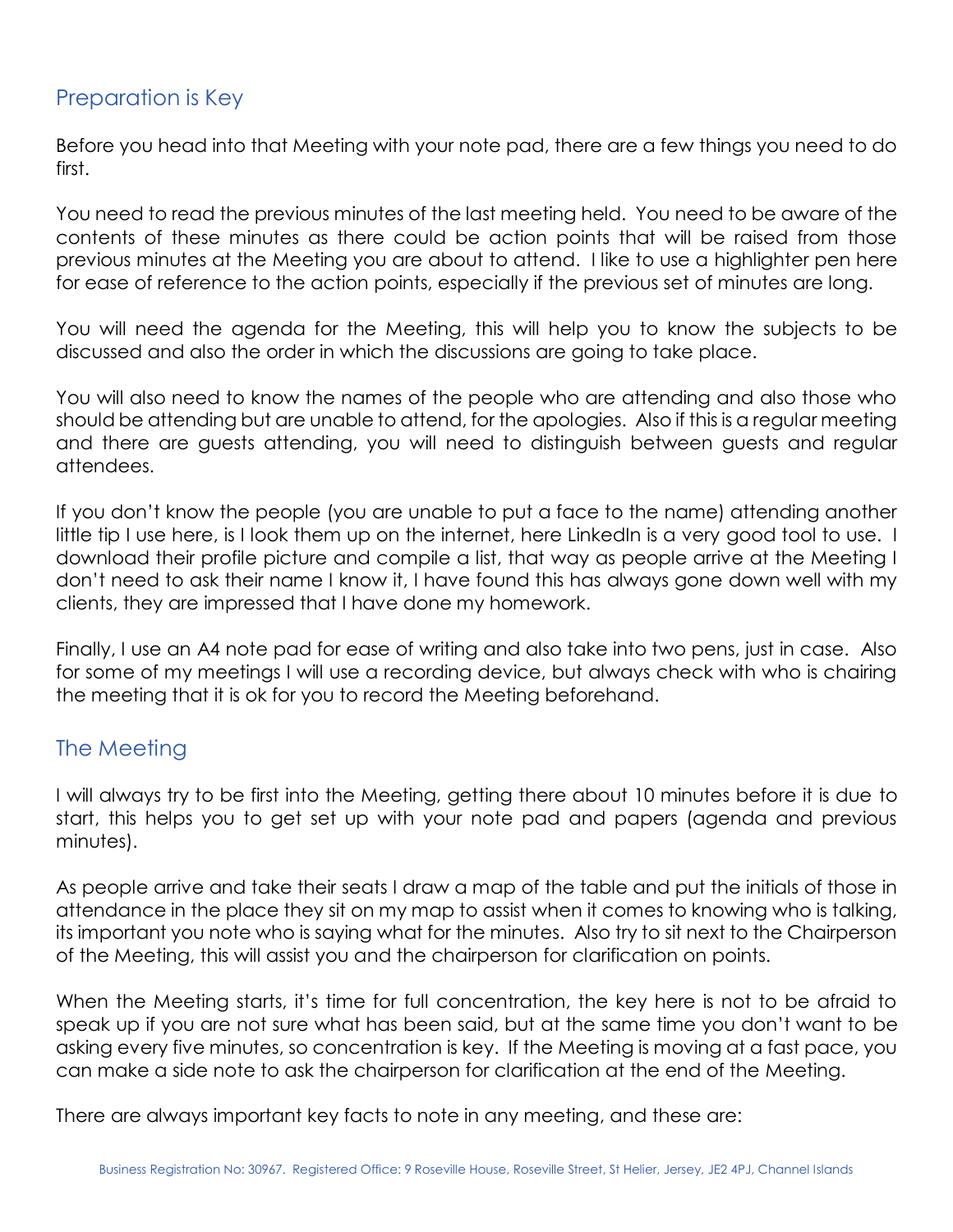## Preparation is Key

Before you head into that Meeting with your note pad, there are a few things you need to do first.

You need to read the previous minutes of the last meeting held. You need to be aware of the contents of these minutes as there could be action points that will be raised from those previous minutes at the Meeting you are about to attend. I like to use a highlighter pen here for ease of reference to the action points, especially if the previous set of minutes are long.

You will need the agenda for the Meeting, this will help you to know the subjects to be discussed and also the order in which the discussions are going to take place.

You will also need to know the names of the people who are attending and also those who should be attending but are unable to attend, for the apologies. Also if this is a regular meeting and there are guests attending, you will need to distinguish between guests and regular attendees.

If you don't know the people (you are unable to put a face to the name) attending another little tip I use here, is I look them up on the internet, here LinkedIn is a very good tool to use. I download their profile picture and compile a list, that way as people arrive at the Meeting I don't need to ask their name I know it, I have found this has always gone down well with my clients, they are impressed that I have done my homework.

Finally, I use an A4 note pad for ease of writing and also take into two pens, just in case. Also for some of my meetings I will use a recording device, but always check with who is chairing the meeting that it is ok for you to record the Meeting beforehand.

## The Meeting

I will always try to be first into the Meeting, getting there about 10 minutes before it is due to start, this helps you to get set up with your note pad and papers (agenda and previous minutes).

As people arrive and take their seats I draw a map of the table and put the initials of those in attendance in the place they sit on my map to assist when it comes to knowing who is talking, its important you note who is saying what for the minutes. Also try to sit next to the Chairperson of the Meeting, this will assist you and the chairperson for clarification on points.

When the Meeting starts, it's time for full concentration, the key here is not to be afraid to speak up if you are not sure what has been said, but at the same time you don't want to be asking every five minutes, so concentration is key. If the Meeting is moving at a fast pace, you can make a side note to ask the chairperson for clarification at the end of the Meeting.

There are always important key facts to note in any meeting, and these are: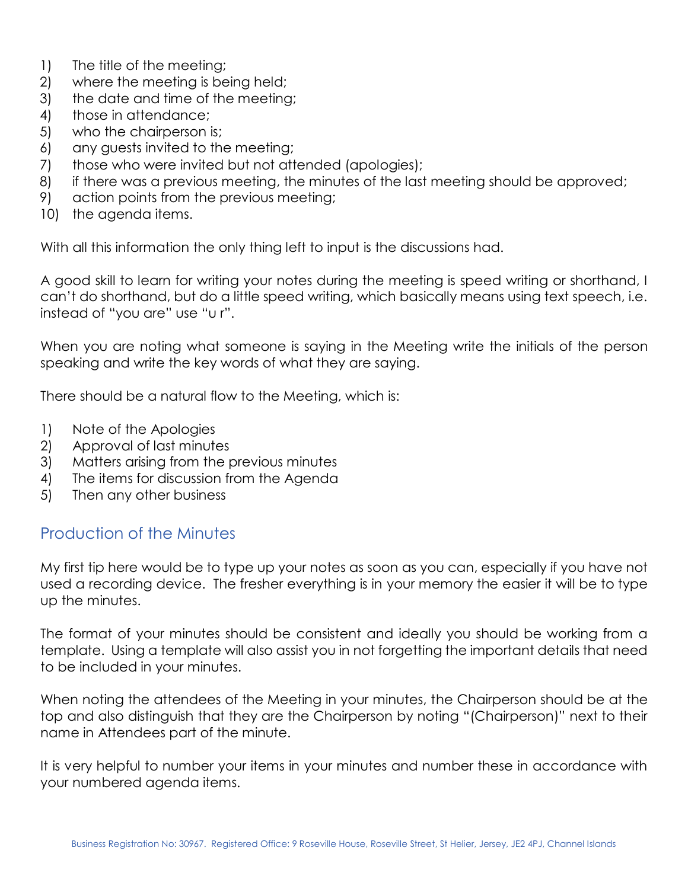1) The title of the meeting;
2) where the meeting is being held;
3) the date and time of the meeting;
4) those in attendance;
5) who the chairperson is;
6) any guests invited to the meeting;
7) those who were invited but not attended (apologies);
8) if there was a previous meeting, the minutes of the last meeting should be approved;
9) action points from the previous meeting;
10) the agenda items.

With all this information the only thing left to input is the discussions had.

A good skill to learn for writing your notes during the meeting is speed writing or shorthand, I can't do shorthand, but do a little speed writing, which basically means using text speech, i.e. instead of "you are" use "u r".

When you are noting what someone is saying in the Meeting write the initials of the person speaking and write the key words of what they are saying.

There should be a natural flow to the Meeting, which is:

1) Note of the Apologies
2) Approval of last minutes
3) Matters arising from the previous minutes
4) The items for discussion from the Agenda
5) Then any other business

## Production of the Minutes

My first tip here would be to type up your notes as soon as you can, especially if you have not used a recording device. The fresher everything is in your memory the easier it will be to type up the minutes.

The format of your minutes should be consistent and ideally you should be working from a template. Using a template will also assist you in not forgetting the important details that need to be included in your minutes.

When noting the attendees of the Meeting in your minutes, the Chairperson should be at the top and also distinguish that they are the Chairperson by noting "(Chairperson)" next to their name in Attendees part of the minute.

It is very helpful to number your items in your minutes and number these in accordance with your numbered agenda items.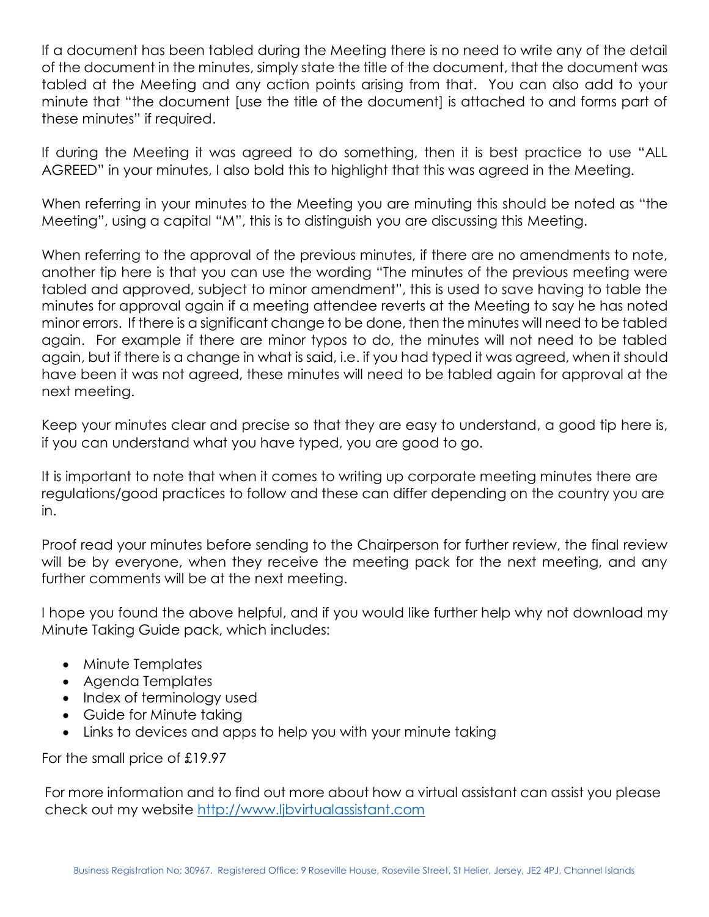If a document has been tabled during the Meeting there is no need to write any of the detail of the document in the minutes, simply state the title of the document, that the document was tabled at the Meeting and any action points arising from that. You can also add to your minute that "the document [use the title of the document] is attached to and forms part of these minutes" if required.

If during the Meeting it was agreed to do something, then it is best practice to use "ALL AGREED" in your minutes, I also bold this to highlight that this was agreed in the Meeting.

When referring in your minutes to the Meeting you are minuting this should be noted as "the Meeting", using a capital "M", this is to distinguish you are discussing this Meeting.

When referring to the approval of the previous minutes, if there are no amendments to note, another tip here is that you can use the wording "The minutes of the previous meeting were tabled and approved, subject to minor amendment", this is used to save having to table the minutes for approval again if a meeting attendee reverts at the Meeting to say he has noted minor errors. If there is a significant change to be done, then the minutes will need to be tabled again. For example if there are minor typos to do, the minutes will not need to be tabled again, but if there is a change in what is said, i.e. if you had typed it was agreed, when it should have been it was not agreed, these minutes will need to be tabled again for approval at the next meeting.

Keep your minutes clear and precise so that they are easy to understand, a good tip here is, if you can understand what you have typed, you are good to go.

It is important to note that when it comes to writing up corporate meeting minutes there are regulations/good practices to follow and these can differ depending on the country you are in.

Proof read your minutes before sending to the Chairperson for further review, the final review will be by everyone, when they receive the meeting pack for the next meeting, and any further comments will be at the next meeting.

I hope you found the above helpful, and if you would like further help why not download my Minute Taking Guide pack, which includes:

- Minute Templates
- Agenda Templates
- Index of terminology used
- Guide for Minute taking
- Links to devices and apps to help you with your minute taking

For the small price of £19.97

For more information and to find out more about how a virtual assistant can assist you please check out my website [http://www.ljbvirtualassistant.com](http://www.ljbvirtualassistant.com)

Business Registration No: 30967. Registered Office: 9 Roseville House, Roseville Street, St Helier, Jersey, JE2 4PJ, Channel Islands